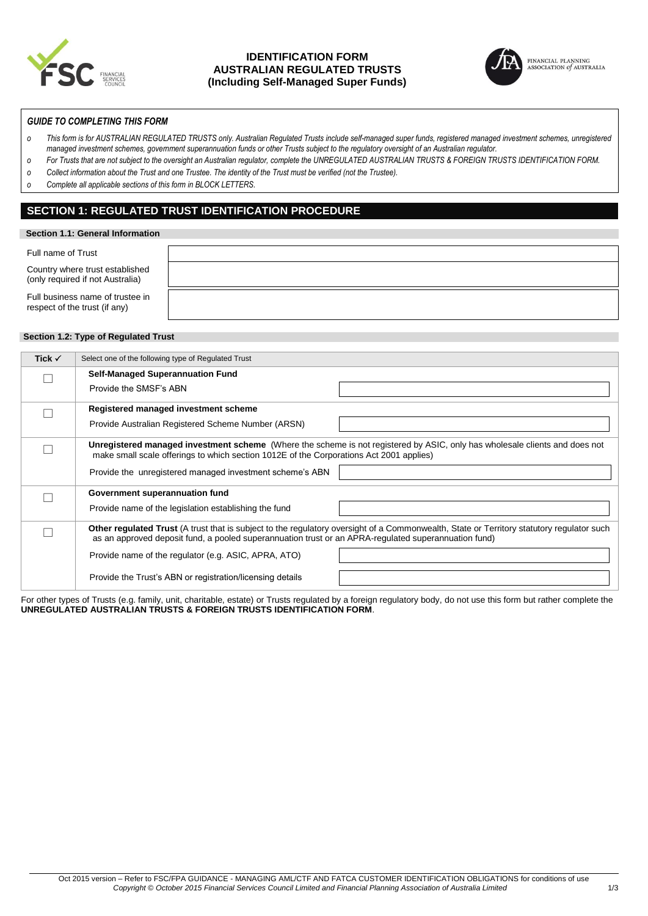# IDENTIFICATION FORM
# AUSTRALIAN REGULATED TRUSTS
# (Including Self-Managed Super Funds)

### *GUIDE TO COMPLETING THIS FORM*

- *This form is for AUSTRALIAN REGULATED TRUSTS only. Australian Regulated Trusts include self-managed super funds, registered managed investment schemes, unregistered managed investment schemes, government superannuation funds or other Trusts subject to the regulatory oversight of an Australian regulator.*
- *For Trusts that are not subject to the oversight an Australian regulator, complete the UNREGULATED AUSTRALIAN TRUSTS & FOREIGN TRUSTS IDENTIFICATION FORM.*
- *Collect information about the Trust and one Trustee. The identity of the Trust must be verified (not the Trustee).*
- *Complete all applicable sections of this form in BLOCK LETTERS.*

## SECTION 1: REGULATED TRUST IDENTIFICATION PROCEDURE

### Section 1.1: General Information

| | |
|---|---|
| Full name of Trust | |
| Country where trust established (only required if not Australia) | |
| Full business name of trustee in respect of the trust (if any) | |

### Section 1.2: Type of Regulated Trust

| Tick ✓ | Select one of the following type of Regulated Trust | |
|---|---|---|
| ☐ | **Self-Managed Superannuation Fund** | |
| | Provide the SMSF's ABN | |
| ☐ | **Registered managed investment scheme** | |
| | Provide Australian Registered Scheme Number (ARSN) | |
| ☐ | **Unregistered managed investment scheme** (Where the scheme is not registered by ASIC, only has wholesale clients and does not make small scale offerings to which section 1012E of the Corporations Act 2001 applies) | |
| | Provide the unregistered managed investment scheme's ABN | |
| ☐ | **Government superannuation fund** | |
| | Provide name of the legislation establishing the fund | |
| ☐ | **Other regulated Trust** (A trust that is subject to the regulatory oversight of a Commonwealth, State or Territory statutory regulator such as an approved deposit fund, a pooled superannuation trust or an APRA-regulated superannuation fund) | |
| | Provide name of the regulator (e.g. ASIC, APRA, ATO) | |
| | Provide the Trust's ABN or registration/licensing details | |

For other types of Trusts (e.g. family, unit, charitable, estate) or Trusts regulated by a foreign regulatory body, do not use this form but rather complete the **UNREGULATED AUSTRALIAN TRUSTS & FOREIGN TRUSTS IDENTIFICATION FORM**.

Oct 2015 version – Refer to FSC/FPA GUIDANCE - MANAGING AML/CTF AND FATCA CUSTOMER IDENTIFICATION OBLIGATIONS for conditions of use
*Copyright © October 2015 Financial Services Council Limited and Financial Planning Association of Australia Limited*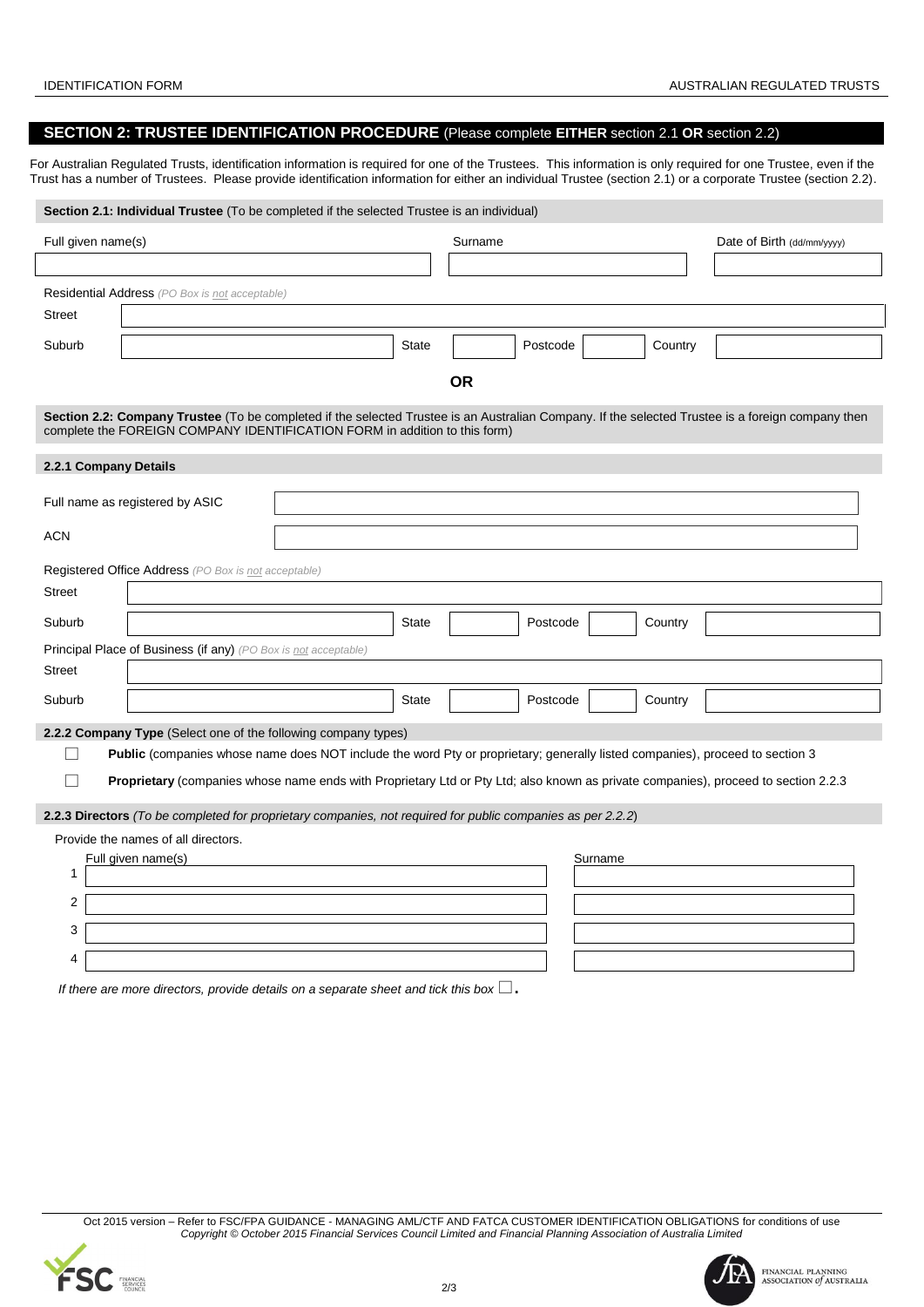## SECTION 2: TRUSTEE IDENTIFICATION PROCEDURE (Please complete **EITHER** section 2.1 **OR** section 2.2)

For Australian Regulated Trusts, identification information is required for one of the Trustees. This information is only required for one Trustee, even if the Trust has a number of Trustees. Please provide identification information for either an individual Trustee (section 2.1) or a corporate Trustee (section 2.2).

### Section 2.1: Individual Trustee (To be completed if the selected Trustee is an individual)

| Full given name(s) | Surname | Date of Birth (dd/mm/yyyy) |
|---|---|---|
| | | |

Residential Address *(PO Box is not acceptable)*

| | | | | | | | |
|---|---|---|---|---|---|---|---|
| Street | | | | | | | |
| Suburb | | State | | Postcode | | Country | |

**OR**

### Section 2.2: Company Trustee (To be completed if the selected Trustee is an Australian Company. If the selected Trustee is a foreign company then complete the FOREIGN COMPANY IDENTIFICATION FORM in addition to this form)

#### 2.2.1 Company Details

| | |
|---|---|
| Full name as registered by ASIC | |
| ACN | |

Registered Office Address *(PO Box is not acceptable)*

| | | | | | | | |
|---|---|---|---|---|---|---|---|
| Street | | | | | | | |
| Suburb | | State | | Postcode | | Country | |

Principal Place of Business (if any) *(PO Box is not acceptable)*

| | | | | | | | |
|---|---|---|---|---|---|---|---|
| Street | | | | | | | |
| Suburb | | State | | Postcode | | Country | |

#### 2.2.2 Company Type (Select one of the following company types)

☐ **Public** (companies whose name does NOT include the word Pty or proprietary; generally listed companies), proceed to section 3

☐ **Proprietary** (companies whose name ends with Proprietary Ltd or Pty Ltd; also known as private companies), proceed to section 2.2.3

#### 2.2.3 Directors *(To be completed for proprietary companies, not required for public companies as per 2.2.2)*

Provide the names of all directors.

| | Full given name(s) | Surname |
|---|---|---|
| 1 | | |
| 2 | | |
| 3 | | |
| 4 | | |

*If there are more directors, provide details on a separate sheet and tick this box* ☐.

Oct 2015 version – Refer to FSC/FPA GUIDANCE - MANAGING AML/CTF AND FATCA CUSTOMER IDENTIFICATION OBLIGATIONS for conditions of use
*Copyright © October 2015 Financial Services Council Limited and Financial Planning Association of Australia Limited*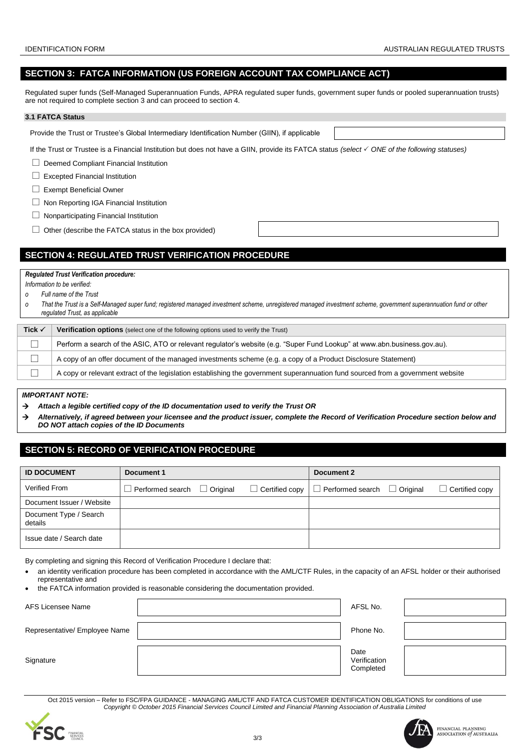## SECTION 3: FATCA INFORMATION (US FOREIGN ACCOUNT TAX COMPLIANCE ACT)

Regulated super funds (Self-Managed Superannuation Funds, APRA regulated super funds, government super funds or pooled superannuation trusts) are not required to complete section 3 and can proceed to section 4.

### 3.1 FATCA Status

Provide the Trust or Trustee's Global Intermediary Identification Number (GIIN), if applicable

If the Trust or Trustee is a Financial Institution but does not have a GIIN, provide its FATCA status *(select ✓ ONE of the following statuses)*

- ☐ Deemed Compliant Financial Institution
- ☐ Excepted Financial Institution
- ☐ Exempt Beneficial Owner
- ☐ Non Reporting IGA Financial Institution
- ☐ Nonparticipating Financial Institution
- ☐ Other (describe the FATCA status in the box provided)

## SECTION 4: REGULATED TRUST VERIFICATION PROCEDURE

***Regulated Trust Verification procedure:***

*Information to be verified:*

- *Full name of the Trust*
- *That the Trust is a Self-Managed super fund; registered managed investment scheme, unregistered managed investment scheme, government superannuation fund or other regulated Trust, as applicable*

| Tick ✓ | **Verification options** (select one of the following options used to verify the Trust) |
|---|---|
| ☐ | Perform a search of the ASIC, ATO or relevant regulator's website (e.g. "Super Fund Lookup" at www.abn.business.gov.au). |
| ☐ | A copy of an offer document of the managed investments scheme (e.g. a copy of a Product Disclosure Statement) |
| ☐ | A copy or relevant extract of the legislation establishing the government superannuation fund sourced from a government website |

***IMPORTANT NOTE:***

→ ***Attach a legible certified copy of the ID documentation used to verify the Trust OR***

→ ***Alternatively, if agreed between your licensee and the product issuer, complete the Record of Verification Procedure section below and DO NOT attach copies of the ID Documents***

## SECTION 5: RECORD OF VERIFICATION PROCEDURE

| ID DOCUMENT | Document 1 | Document 2 |
|---|---|---|
| Verified From | ☐ Performed search ☐ Original ☐ Certified copy | ☐ Performed search ☐ Original ☐ Certified copy |
| Document Issuer / Website | | |
| Document Type / Search details | | |
| Issue date / Search date | | |

By completing and signing this Record of Verification Procedure I declare that:

- an identity verification procedure has been completed in accordance with the AML/CTF Rules, in the capacity of an AFSL holder or their authorised representative and
- the FATCA information provided is reasonable considering the documentation provided.

| | | | |
|---|---|---|---|
| AFS Licensee Name | | AFSL No. | |
| Representative/ Employee Name | | Phone No. | |
| Signature | | Date Verification Completed | |

Oct 2015 version – Refer to FSC/FPA GUIDANCE - MANAGING AML/CTF AND FATCA CUSTOMER IDENTIFICATION OBLIGATIONS for conditions of use

*Copyright © October 2015 Financial Services Council Limited and Financial Planning Association of Australia Limited*